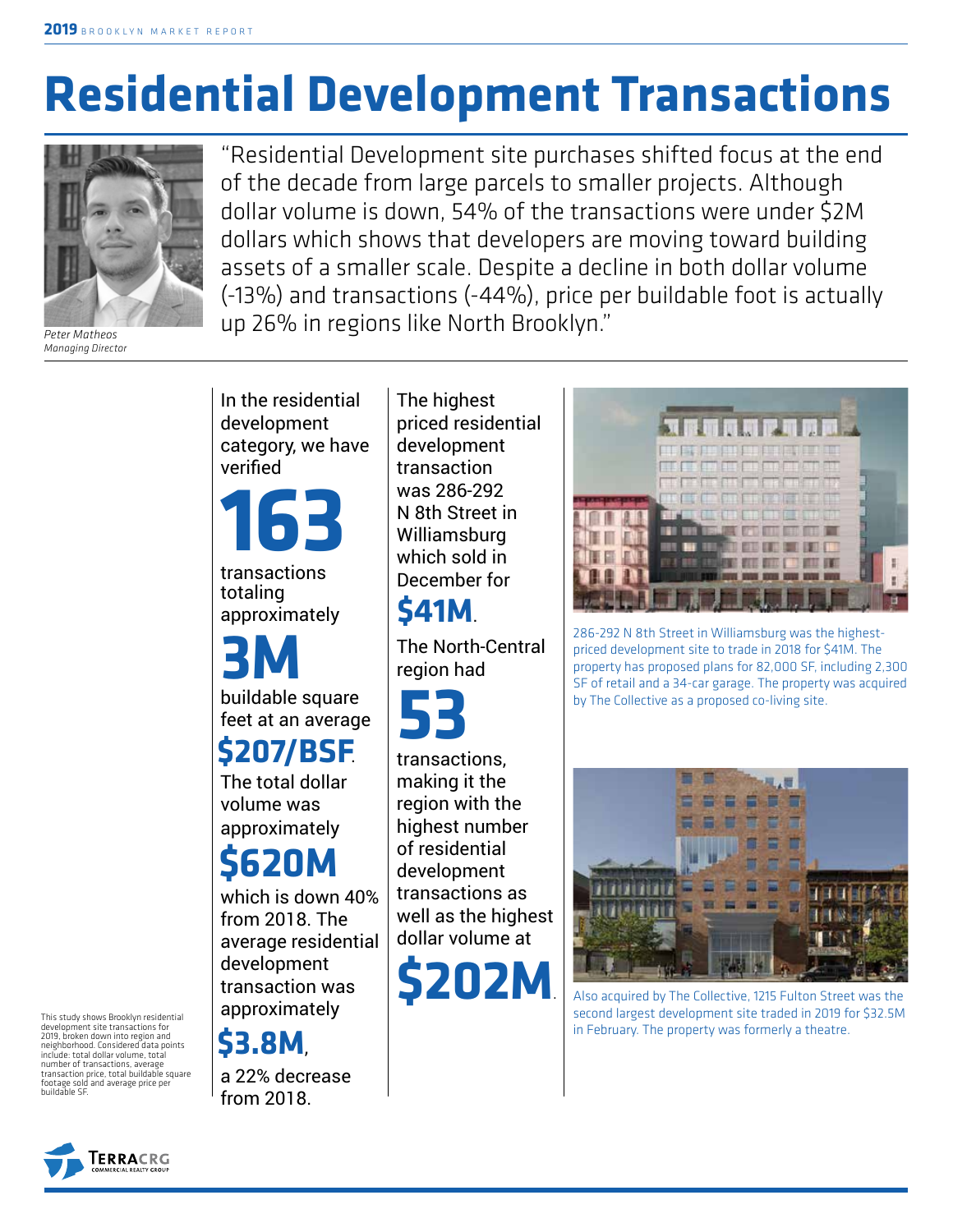# Residential Development Transactions

"Residential Development site purchases shifted focus at the end of the decade from large parcels to smaller projects. Although dollar volume is down, 54% of the transactions were under $2M dollars which shows that developers are moving toward building assets of a smaller scale. Despite a decline in both dollar volume (-13%) and transactions (-44%), price per buildable foot is actually up 26% in regions like North Brooklyn."

*Peter Matheos*
*Managing Director*

This study shows Brooklyn residential development site transactions for 2019, broken down into region and neighborhood. Considered data points include: total dollar volume, total number of transactions, average transaction price, total buildable square footage sold and average price per buildable SF.

In the residential development category, we have verified **163** transactions totaling approximately **3M** buildable square feet at an average **$207/BSF**. The total dollar volume was approximately **$620M** which is down 40% from 2018. The average residential development transaction was approximately **$3.8M**, a 22% decrease from 2018.

The highest priced residential development transaction was 286-292 N 8th Street in Williamsburg which sold in December for **$41M**.

The North-Central region had **53** transactions, making it the region with the highest number of residential development transactions as well as the highest dollar volume at **$202M**.

286-292 N 8th Street in Williamsburg was the highest-priced development site to trade in 2018 for $41M. The property has proposed plans for 82,000 SF, including 2,300 SF of retail and a 34-car garage. The property was acquired by The Collective as a proposed co-living site.

Also acquired by The Collective, 1215 Fulton Street was the second largest development site traded in 2019 for $32.5M in February. The property was formerly a theatre.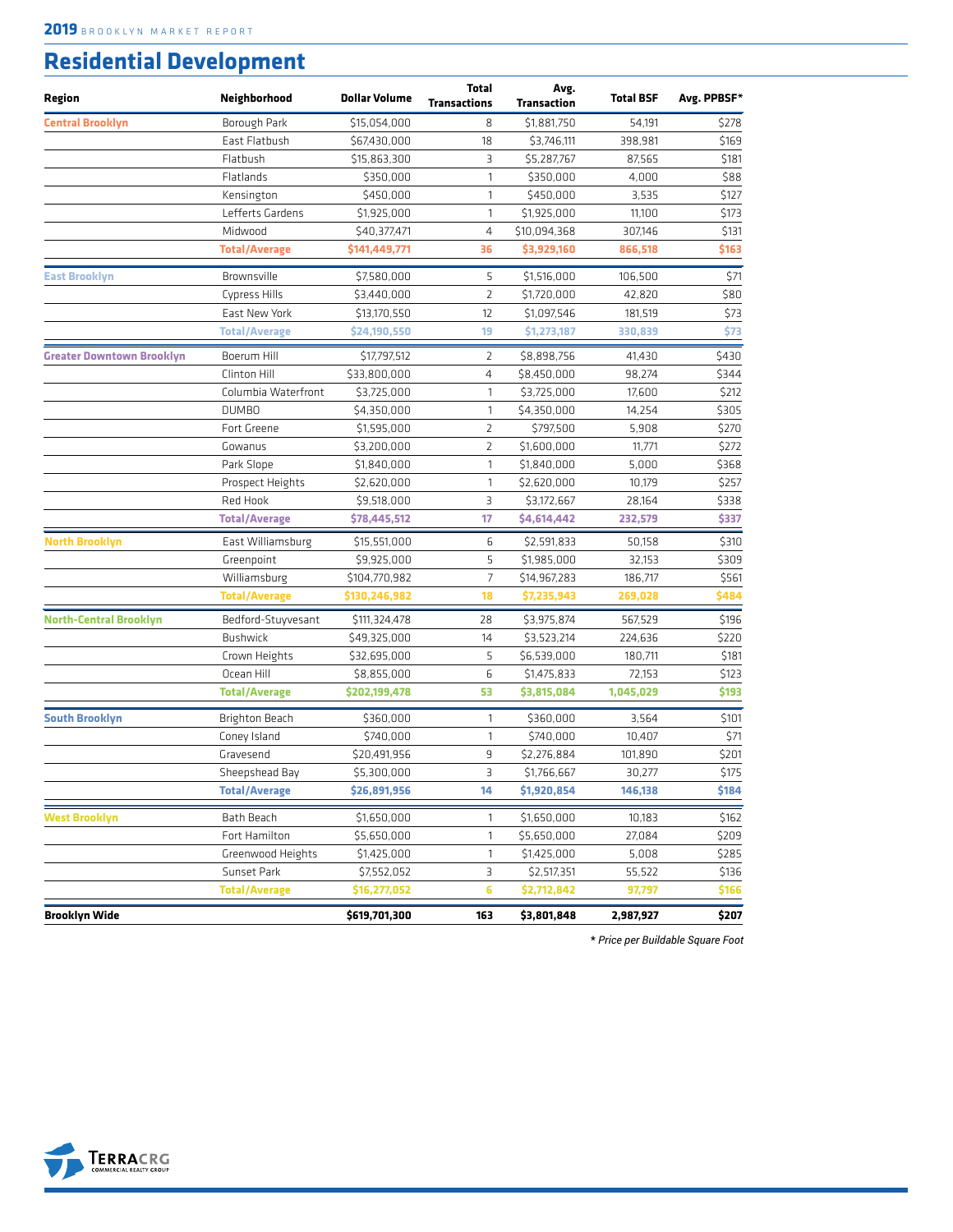## Residential Development

| Region | Neighborhood | Dollar Volume | Total Transactions | Avg. Transaction | Total BSF | Avg. PPBSF* |
|---|---|---|---|---|---|---|
| Central Brooklyn | Borough Park | $15,054,000 | 8 | $1,881,750 | 54,191 | $278 |
| | East Flatbush | $67,430,000 | 18 | $3,746,111 | 398,981 | $169 |
| | Flatbush | $15,863,300 | 3 | $5,287,767 | 87,565 | $181 |
| | Flatlands | $350,000 | 1 | $350,000 | 4,000 | $88 |
| | Kensington | $450,000 | 1 | $450,000 | 3,535 | $127 |
| | Lefferts Gardens | $1,925,000 | 1 | $1,925,000 | 11,100 | $173 |
| | Midwood | $40,377,471 | 4 | $10,094,368 | 307,146 | $131 |
| | **Total/Average** | **$141,449,771** | **36** | **$3,929,160** | **866,518** | **$163** |
| East Brooklyn | Brownsville | $7,580,000 | 5 | $1,516,000 | 106,500 | $71 |
| | Cypress Hills | $3,440,000 | 2 | $1,720,000 | 42,820 | $80 |
| | East New York | $13,170,550 | 12 | $1,097,546 | 181,519 | $73 |
| | **Total/Average** | **$24,190,550** | **19** | **$1,273,187** | **330,839** | **$73** |
| Greater Downtown Brooklyn | Boerum Hill | $17,797,512 | 2 | $8,898,756 | 41,430 | $430 |
| | Clinton Hill | $33,800,000 | 4 | $8,450,000 | 98,274 | $344 |
| | Columbia Waterfront | $3,725,000 | 1 | $3,725,000 | 17,600 | $212 |
| | DUMBO | $4,350,000 | 1 | $4,350,000 | 14,254 | $305 |
| | Fort Greene | $1,595,000 | 2 | $797,500 | 5,908 | $270 |
| | Gowanus | $3,200,000 | 2 | $1,600,000 | 11,771 | $272 |
| | Park Slope | $1,840,000 | 1 | $1,840,000 | 5,000 | $368 |
| | Prospect Heights | $2,620,000 | 1 | $2,620,000 | 10,179 | $257 |
| | Red Hook | $9,518,000 | 3 | $3,172,667 | 28,164 | $338 |
| | **Total/Average** | **$78,445,512** | **17** | **$4,614,442** | **232,579** | **$337** |
| North Brooklyn | East Williamsburg | $15,551,000 | 6 | $2,591,833 | 50,158 | $310 |
| | Greenpoint | $9,925,000 | 5 | $1,985,000 | 32,153 | $309 |
| | Williamsburg | $104,770,982 | 7 | $14,967,283 | 186,717 | $561 |
| | **Total/Average** | **$130,246,982** | **18** | **$7,235,943** | **269,028** | **$484** |
| North-Central Brooklyn | Bedford-Stuyvesant | $111,324,478 | 28 | $3,975,874 | 567,529 | $196 |
| | Bushwick | $49,325,000 | 14 | $3,523,214 | 224,636 | $220 |
| | Crown Heights | $32,695,000 | 5 | $6,539,000 | 180,711 | $181 |
| | Ocean Hill | $8,855,000 | 6 | $1,475,833 | 72,153 | $123 |
| | **Total/Average** | **$202,199,478** | **53** | **$3,815,084** | **1,045,029** | **$193** |
| South Brooklyn | Brighton Beach | $360,000 | 1 | $360,000 | 3,564 | $101 |
| | Coney Island | $740,000 | 1 | $740,000 | 10,407 | $71 |
| | Gravesend | $20,491,956 | 9 | $2,276,884 | 101,890 | $201 |
| | Sheepshead Bay | $5,300,000 | 3 | $1,766,667 | 30,277 | $175 |
| | **Total/Average** | **$26,891,956** | **14** | **$1,920,854** | **146,138** | **$184** |
| West Brooklyn | Bath Beach | $1,650,000 | 1 | $1,650,000 | 10,183 | $162 |
| | Fort Hamilton | $5,650,000 | 1 | $5,650,000 | 27,084 | $209 |
| | Greenwood Heights | $1,425,000 | 1 | $1,425,000 | 5,008 | $285 |
| | Sunset Park | $7,552,052 | 3 | $2,517,351 | 55,522 | $136 |
| | **Total/Average** | **$16,277,052** | **6** | **$2,712,842** | **97,797** | **$166** |
| **Brooklyn Wide** | | **$619,701,300** | **163** | **$3,801,848** | **2,987,927** | **$207** |

*\* Price per Buildable Square Foot*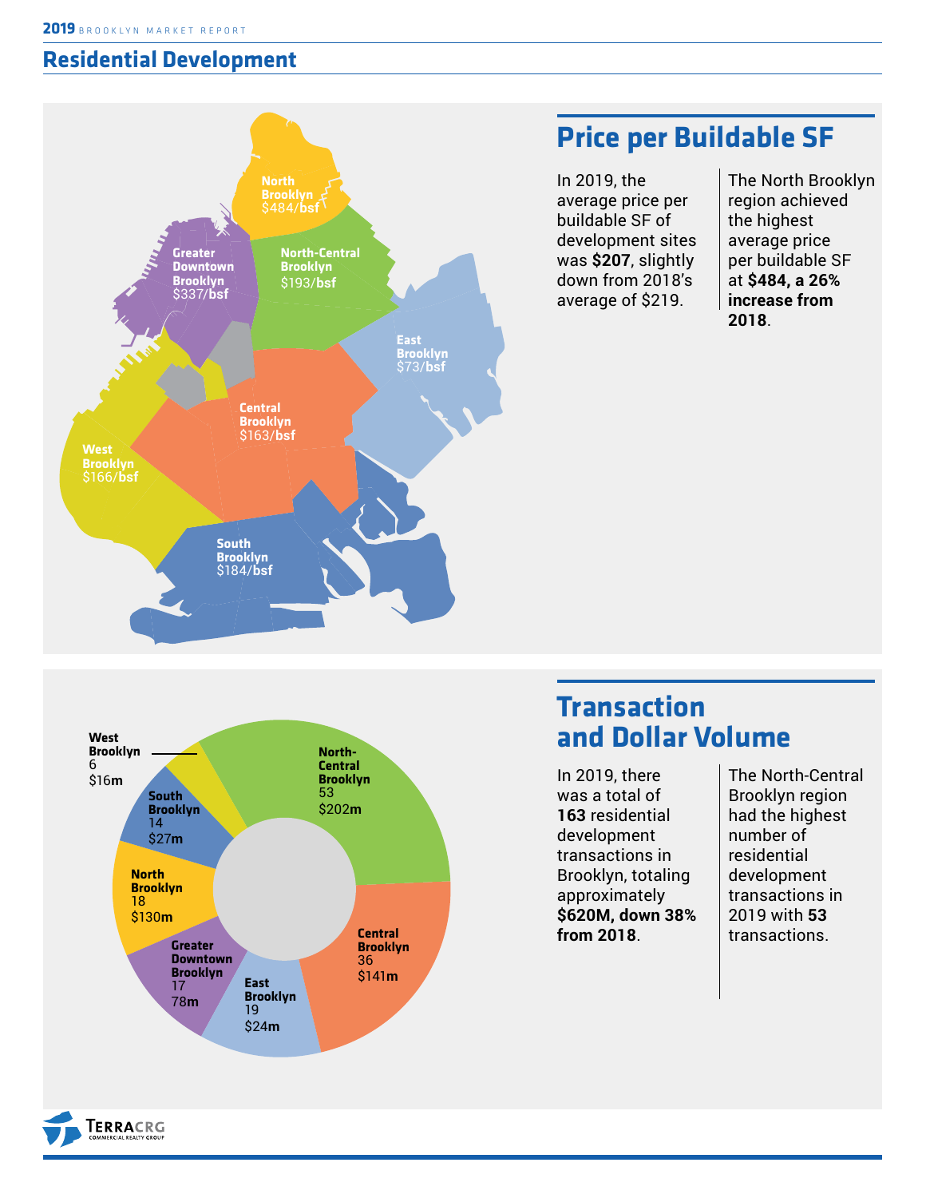## Residential Development

North Brooklyn $484/bsf

Greater Downtown Brooklyn $337/bsf

North-Central Brooklyn $193/bsf

East Brooklyn $73/bsf

Central Brooklyn $163/bsf

West Brooklyn $166/bsf

South Brooklyn $184/bsf

### Price per Buildable SF

In 2019, the average price per buildable SF of development sites was **$207**, slightly down from 2018's average of $219.

The North Brooklyn region achieved the highest average price per buildable SF at **$484, a 26% increase from 2018**.

West Brooklyn 6 $16m

North-Central Brooklyn 53 $202m

South Brooklyn 14 $27m

North Brooklyn 18 $130m

Central Brooklyn 36 $141m

Greater Downtown Brooklyn 17 78m

East Brooklyn 19 $24m

### Transaction and Dollar Volume

In 2019, there was a total of **163** residential development transactions in Brooklyn, totaling approximately **$620M, down 38% from 2018**.

The North-Central Brooklyn region had the highest number of residential development transactions in 2019 with **53** transactions.

TERRACRG COMMERCIAL REALTY GROUP